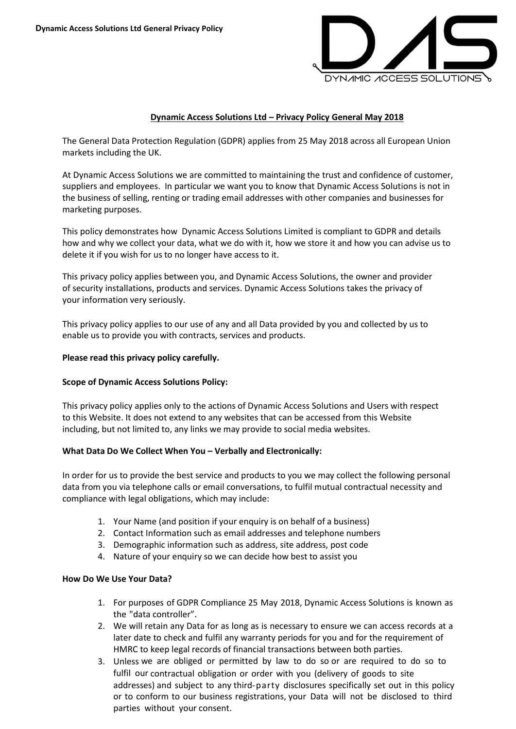**Dynamic Access Solutions Ltd General Privacy Policy**

## Dynamic Access Solutions Ltd – Privacy Policy General May 2018

The General Data Protection Regulation (GDPR) applies from 25 May 2018 across all European Union markets including the UK.

At Dynamic Access Solutions we are committed to maintaining the trust and confidence of customer, suppliers and employees. In particular we want you to know that Dynamic Access Solutions is not in the business of selling, renting or trading email addresses with other companies and businesses for marketing purposes.

This policy demonstrates how Dynamic Access Solutions Limited is compliant to GDPR and details how and why we collect your data, what we do with it, how we store it and how you can advise us to delete it if you wish for us to no longer have access to it.

This privacy policy applies between you, and Dynamic Access Solutions, the owner and provider of security installations, products and services. Dynamic Access Solutions takes the privacy of your information very seriously.

This privacy policy applies to our use of any and all Data provided by you and collected by us to enable us to provide you with contracts, services and products.

**Please read this privacy policy carefully.**

**Scope of Dynamic Access Solutions Policy:**

This privacy policy applies only to the actions of Dynamic Access Solutions and Users with respect to this Website. It does not extend to any websites that can be accessed from this Website including, but not limited to, any links we may provide to social media websites.

**What Data Do We Collect When You – Verbally and Electronically:**

In order for us to provide the best service and products to you we may collect the following personal data from you via telephone calls or email conversations, to fulfil mutual contractual necessity and compliance with legal obligations, which may include:

1. Your Name (and position if your enquiry is on behalf of a business)
2. Contact Information such as email addresses and telephone numbers
3. Demographic information such as address, site address, post code
4. Nature of your enquiry so we can decide how best to assist you

**How Do We Use Your Data?**

1. For purposes of GDPR Compliance 25 May 2018, Dynamic Access Solutions is known as the "data controller".
2. We will retain any Data for as long as is necessary to ensure we can access records at a later date to check and fulfil any warranty periods for you and for the requirement of HMRC to keep legal records of financial transactions between both parties.
3. Unless we are obliged or permitted by law to do so or are required to do so to fulfil our contractual obligation or order with you (delivery of goods to site addresses) and subject to any third-party disclosures specifically set out in this policy or to conform to our business registrations, your Data will not be disclosed to third parties without your consent.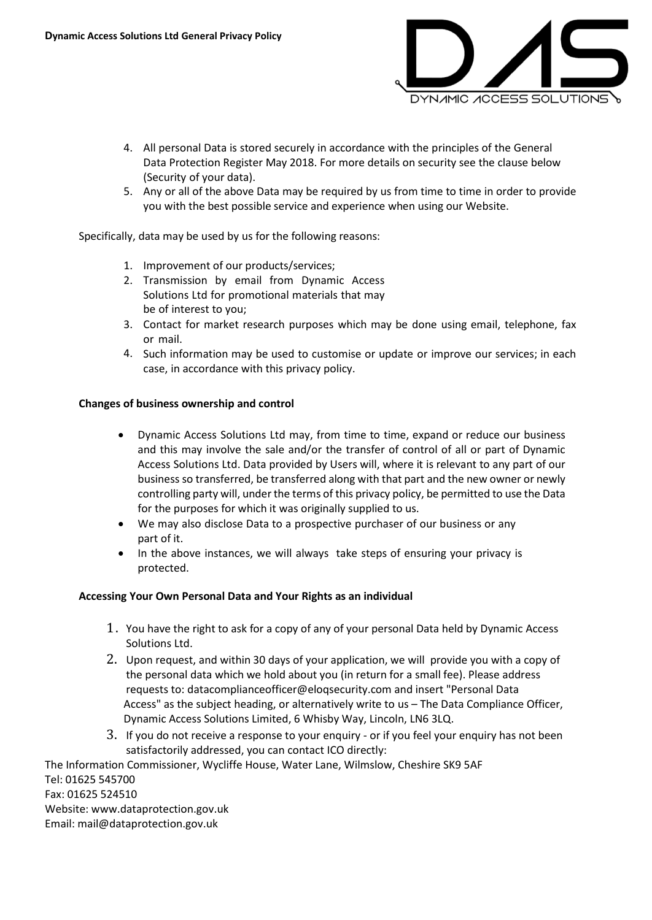4. All personal Data is stored securely in accordance with the principles of the General Data Protection Register May 2018. For more details on security see the clause below (Security of your data).
5. Any or all of the above Data may be required by us from time to time in order to provide you with the best possible service and experience when using our Website.

Specifically, data may be used by us for the following reasons:

1. Improvement of our products/services;
2. Transmission by email from Dynamic Access Solutions Ltd for promotional materials that may be of interest to you;
3. Contact for market research purposes which may be done using email, telephone, fax or mail.
4. Such information may be used to customise or update or improve our services; in each case, in accordance with this privacy policy.

**Changes of business ownership and control**

- Dynamic Access Solutions Ltd may, from time to time, expand or reduce our business and this may involve the sale and/or the transfer of control of all or part of Dynamic Access Solutions Ltd. Data provided by Users will, where it is relevant to any part of our business so transferred, be transferred along with that part and the new owner or newly controlling party will, under the terms of this privacy policy, be permitted to use the Data for the purposes for which it was originally supplied to us.
- We may also disclose Data to a prospective purchaser of our business or any part of it.
- In the above instances, we will always take steps of ensuring your privacy is protected.

**Accessing Your Own Personal Data and Your Rights as an individual**

1. You have the right to ask for a copy of any of your personal Data held by Dynamic Access Solutions Ltd.
2. Upon request, and within 30 days of your application, we will provide you with a copy of the personal data which we hold about you (in return for a small fee). Please address requests to: datacomplianceofficer@eloqsecurity.com and insert "Personal Data Access" as the subject heading, or alternatively write to us – The Data Compliance Officer, Dynamic Access Solutions Limited, 6 Whisby Way, Lincoln, LN6 3LQ.
3. If you do not receive a response to your enquiry - or if you feel your enquiry has not been satisfactorily addressed, you can contact ICO directly:

The Information Commissioner, Wycliffe House, Water Lane, Wilmslow, Cheshire SK9 5AF
Tel: 01625 545700
Fax: 01625 524510
Website: www.dataprotection.gov.uk
Email: mail@dataprotection.gov.uk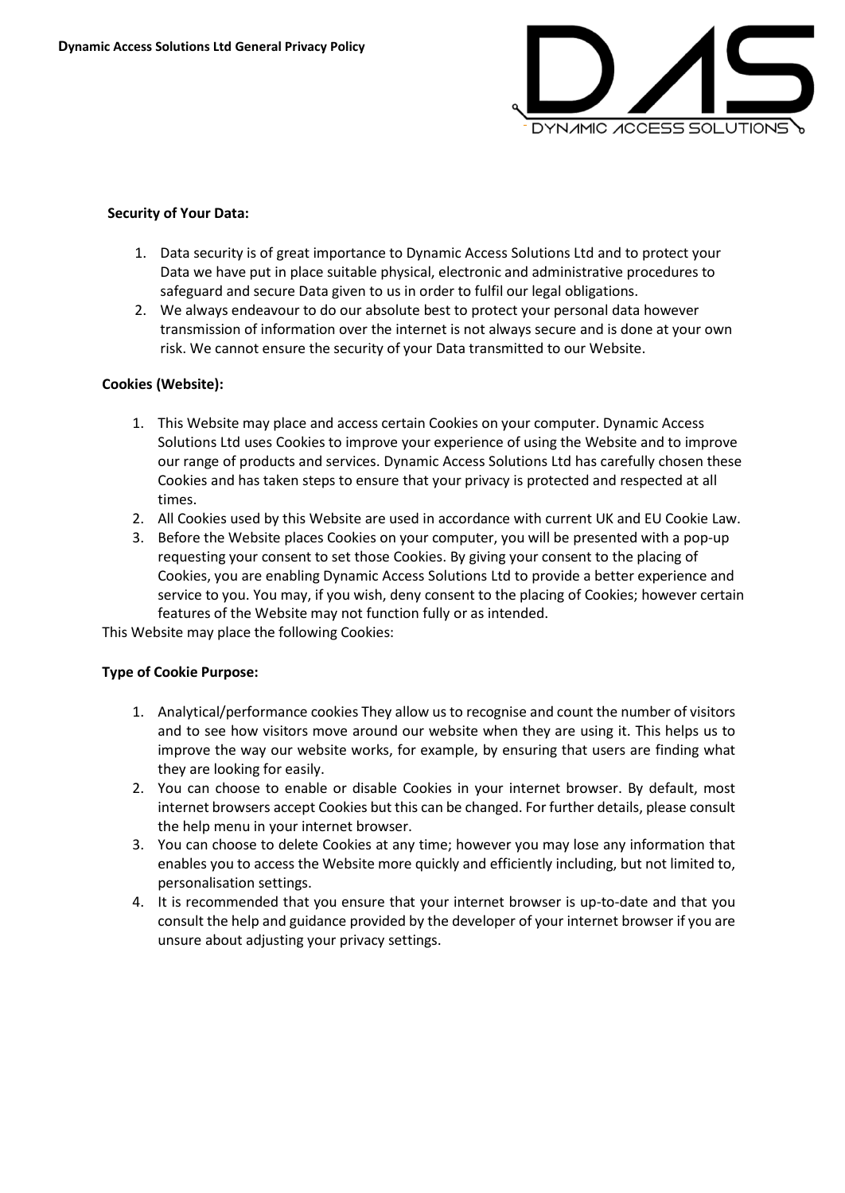**Security of Your Data:**

1. Data security is of great importance to Dynamic Access Solutions Ltd and to protect your Data we have put in place suitable physical, electronic and administrative procedures to safeguard and secure Data given to us in order to fulfil our legal obligations.
2. We always endeavour to do our absolute best to protect your personal data however transmission of information over the internet is not always secure and is done at your own risk. We cannot ensure the security of your Data transmitted to our Website.

**Cookies (Website):**

1. This Website may place and access certain Cookies on your computer. Dynamic Access Solutions Ltd uses Cookies to improve your experience of using the Website and to improve our range of products and services. Dynamic Access Solutions Ltd has carefully chosen these Cookies and has taken steps to ensure that your privacy is protected and respected at all times.
2. All Cookies used by this Website are used in accordance with current UK and EU Cookie Law.
3. Before the Website places Cookies on your computer, you will be presented with a pop-up requesting your consent to set those Cookies. By giving your consent to the placing of Cookies, you are enabling Dynamic Access Solutions Ltd to provide a better experience and service to you. You may, if you wish, deny consent to the placing of Cookies; however certain features of the Website may not function fully or as intended.

This Website may place the following Cookies:

**Type of Cookie Purpose:**

1. Analytical/performance cookies They allow us to recognise and count the number of visitors and to see how visitors move around our website when they are using it. This helps us to improve the way our website works, for example, by ensuring that users are finding what they are looking for easily.
2. You can choose to enable or disable Cookies in your internet browser. By default, most internet browsers accept Cookies but this can be changed. For further details, please consult the help menu in your internet browser.
3. You can choose to delete Cookies at any time; however you may lose any information that enables you to access the Website more quickly and efficiently including, but not limited to, personalisation settings.
4. It is recommended that you ensure that your internet browser is up-to-date and that you consult the help and guidance provided by the developer of your internet browser if you are unsure about adjusting your privacy settings.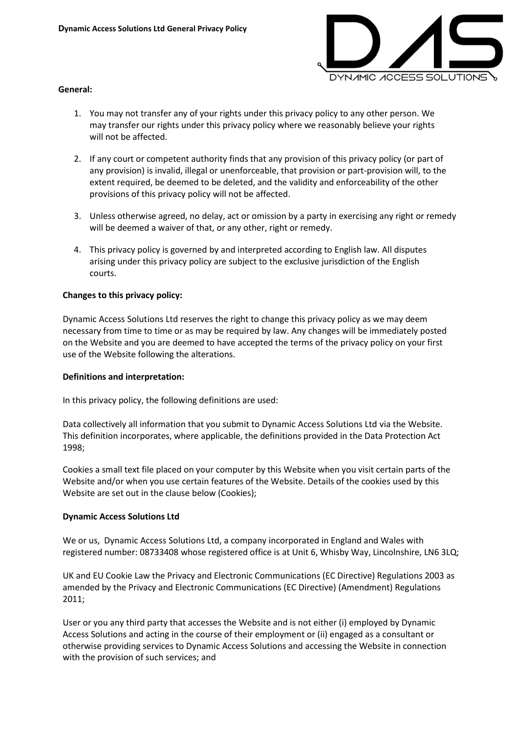**General:**

1. You may not transfer any of your rights under this privacy policy to any other person. We may transfer our rights under this privacy policy where we reasonably believe your rights will not be affected.

2. If any court or competent authority finds that any provision of this privacy policy (or part of any provision) is invalid, illegal or unenforceable, that provision or part-provision will, to the extent required, be deemed to be deleted, and the validity and enforceability of the other provisions of this privacy policy will not be affected.

3. Unless otherwise agreed, no delay, act or omission by a party in exercising any right or remedy will be deemed a waiver of that, or any other, right or remedy.

4. This privacy policy is governed by and interpreted according to English law. All disputes arising under this privacy policy are subject to the exclusive jurisdiction of the English courts.

**Changes to this privacy policy:**

Dynamic Access Solutions Ltd reserves the right to change this privacy policy as we may deem necessary from time to time or as may be required by law. Any changes will be immediately posted on the Website and you are deemed to have accepted the terms of the privacy policy on your first use of the Website following the alterations.

**Definitions and interpretation:**

In this privacy policy, the following definitions are used:

Data collectively all information that you submit to Dynamic Access Solutions Ltd via the Website. This definition incorporates, where applicable, the definitions provided in the Data Protection Act 1998;

Cookies a small text file placed on your computer by this Website when you visit certain parts of the Website and/or when you use certain features of the Website. Details of the cookies used by this Website are set out in the clause below (Cookies);

**Dynamic Access Solutions Ltd**

We or us, Dynamic Access Solutions Ltd, a company incorporated in England and Wales with registered number: 08733408 whose registered office is at Unit 6, Whisby Way, Lincolnshire, LN6 3LQ;

UK and EU Cookie Law the Privacy and Electronic Communications (EC Directive) Regulations 2003 as amended by the Privacy and Electronic Communications (EC Directive) (Amendment) Regulations 2011;

User or you any third party that accesses the Website and is not either (i) employed by Dynamic Access Solutions and acting in the course of their employment or (ii) engaged as a consultant or otherwise providing services to Dynamic Access Solutions and accessing the Website in connection with the provision of such services; and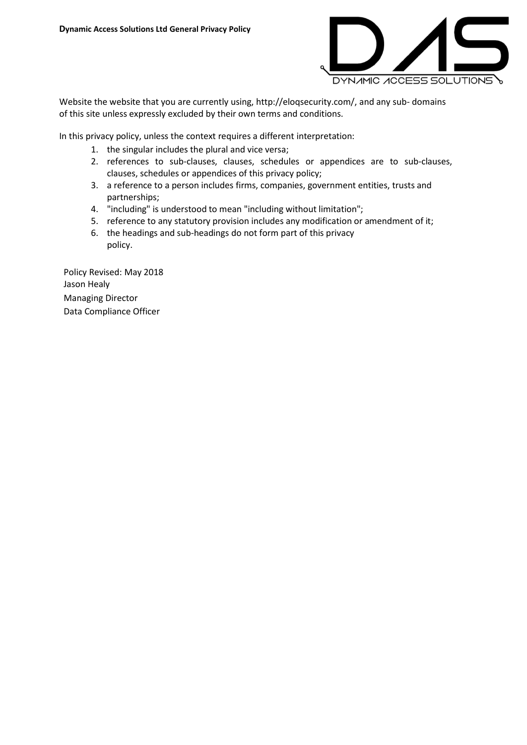Website the website that you are currently using, http://eloqsecurity.com/, and any sub- domains of this site unless expressly excluded by their own terms and conditions.

In this privacy policy, unless the context requires a different interpretation:

1. the singular includes the plural and vice versa;
2. references to sub-clauses, clauses, schedules or appendices are to sub-clauses, clauses, schedules or appendices of this privacy policy;
3. a reference to a person includes firms, companies, government entities, trusts and partnerships;
4. "including" is understood to mean "including without limitation";
5. reference to any statutory provision includes any modification or amendment of it;
6. the headings and sub-headings do not form part of this privacy policy.

Policy Revised: May 2018
Jason Healy
Managing Director
Data Compliance Officer